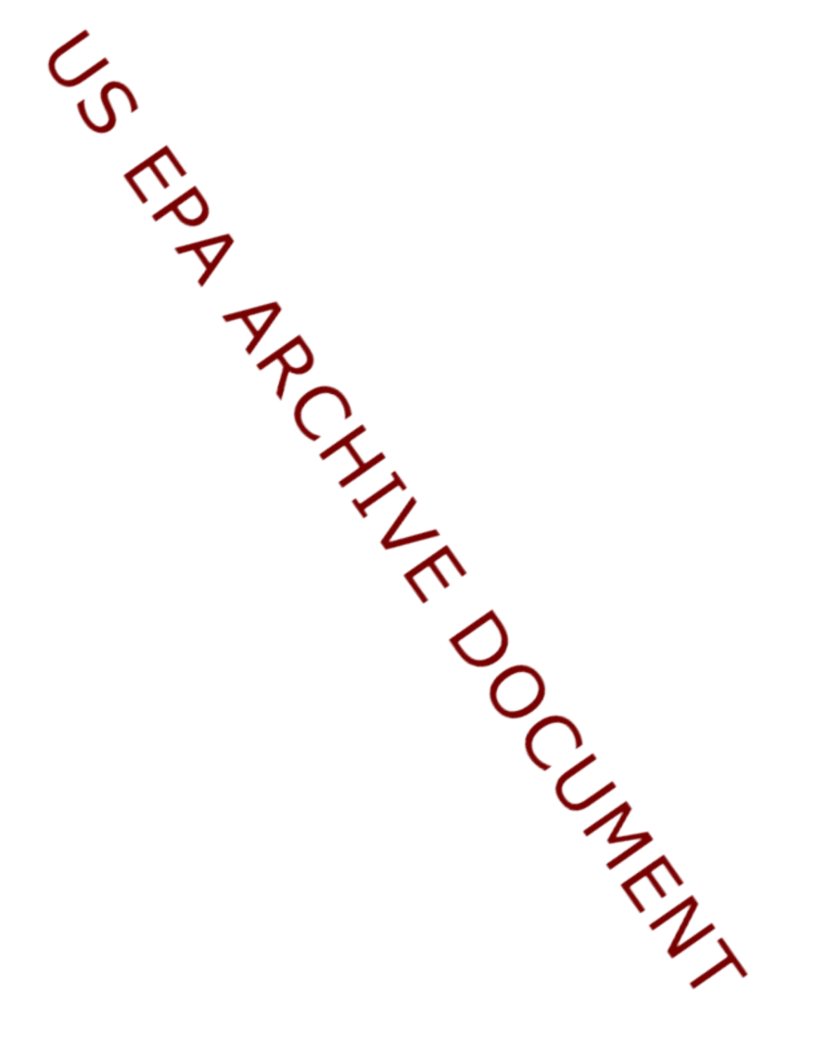US EPA ARCHIVE DOCUMENT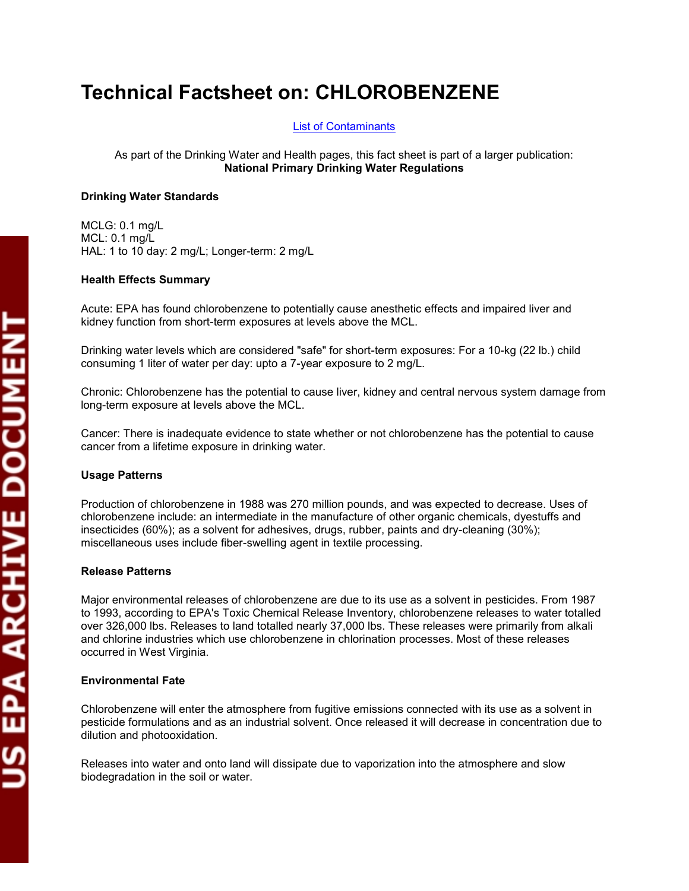# Technical Factsheet on: CHLOROBENZENE

[List of Contaminants]

As part of the Drinking Water and Health pages, this fact sheet is part of a larger publication:
**National Primary Drinking Water Regulations**

**Drinking Water Standards**

MCLG: 0.1 mg/L
MCL: 0.1 mg/L
HAL: 1 to 10 day: 2 mg/L; Longer-term: 2 mg/L

**Health Effects Summary**

Acute: EPA has found chlorobenzene to potentially cause anesthetic effects and impaired liver and kidney function from short-term exposures at levels above the MCL.

Drinking water levels which are considered "safe" for short-term exposures: For a 10-kg (22 lb.) child consuming 1 liter of water per day: upto a 7-year exposure to 2 mg/L.

Chronic: Chlorobenzene has the potential to cause liver, kidney and central nervous system damage from long-term exposure at levels above the MCL.

Cancer: There is inadequate evidence to state whether or not chlorobenzene has the potential to cause cancer from a lifetime exposure in drinking water.

**Usage Patterns**

Production of chlorobenzene in 1988 was 270 million pounds, and was expected to decrease. Uses of chlorobenzene include: an intermediate in the manufacture of other organic chemicals, dyestuffs and insecticides (60%); as a solvent for adhesives, drugs, rubber, paints and dry-cleaning (30%); miscellaneous uses include fiber-swelling agent in textile processing.

**Release Patterns**

Major environmental releases of chlorobenzene are due to its use as a solvent in pesticides. From 1987 to 1993, according to EPA's Toxic Chemical Release Inventory, chlorobenzene releases to water totalled over 326,000 lbs. Releases to land totalled nearly 37,000 lbs. These releases were primarily from alkali and chlorine industries which use chlorobenzene in chlorination processes. Most of these releases occurred in West Virginia.

**Environmental Fate**

Chlorobenzene will enter the atmosphere from fugitive emissions connected with its use as a solvent in pesticide formulations and as an industrial solvent. Once released it will decrease in concentration due to dilution and photooxidation.

Releases into water and onto land will dissipate due to vaporization into the atmosphere and slow biodegradation in the soil or water.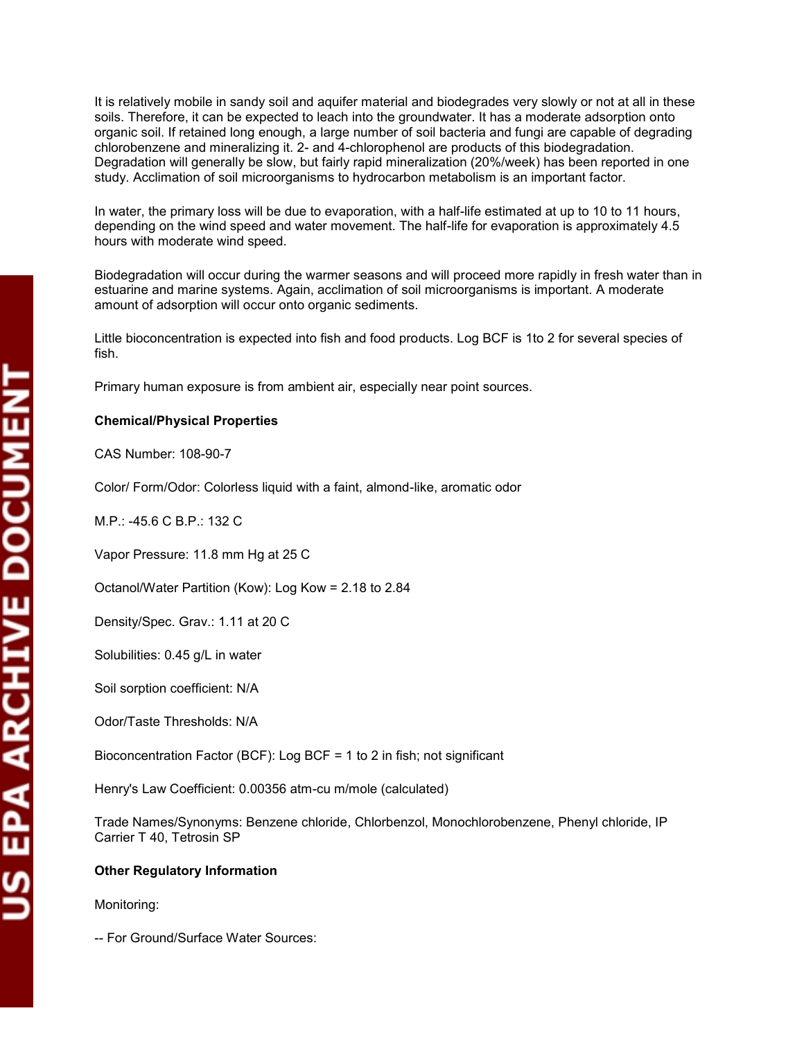It is relatively mobile in sandy soil and aquifer material and biodegrades very slowly or not at all in these soils. Therefore, it can be expected to leach into the groundwater. It has a moderate adsorption onto organic soil. If retained long enough, a large number of soil bacteria and fungi are capable of degrading chlorobenzene and mineralizing it. 2- and 4-chlorophenol are products of this biodegradation. Degradation will generally be slow, but fairly rapid mineralization (20%/week) has been reported in one study. Acclimation of soil microorganisms to hydrocarbon metabolism is an important factor.

In water, the primary loss will be due to evaporation, with a half-life estimated at up to 10 to 11 hours, depending on the wind speed and water movement. The half-life for evaporation is approximately 4.5 hours with moderate wind speed.

Biodegradation will occur during the warmer seasons and will proceed more rapidly in fresh water than in estuarine and marine systems. Again, acclimation of soil microorganisms is important. A moderate amount of adsorption will occur onto organic sediments.

Little bioconcentration is expected into fish and food products. Log BCF is 1to 2 for several species of fish.

Primary human exposure is from ambient air, especially near point sources.

**Chemical/Physical Properties**

CAS Number: 108-90-7

Color/ Form/Odor: Colorless liquid with a faint, almond-like, aromatic odor

M.P.: -45.6 C B.P.: 132 C

Vapor Pressure: 11.8 mm Hg at 25 C

Octanol/Water Partition (Kow): Log Kow = 2.18 to 2.84

Density/Spec. Grav.: 1.11 at 20 C

Solubilities: 0.45 g/L in water

Soil sorption coefficient: N/A

Odor/Taste Thresholds: N/A

Bioconcentration Factor (BCF): Log BCF = 1 to 2 in fish; not significant

Henry's Law Coefficient: 0.00356 atm-cu m/mole (calculated)

Trade Names/Synonyms: Benzene chloride, Chlorbenzol, Monochlorobenzene, Phenyl chloride, IP Carrier T 40, Tetrosin SP

**Other Regulatory Information**

Monitoring:

-- For Ground/Surface Water Sources: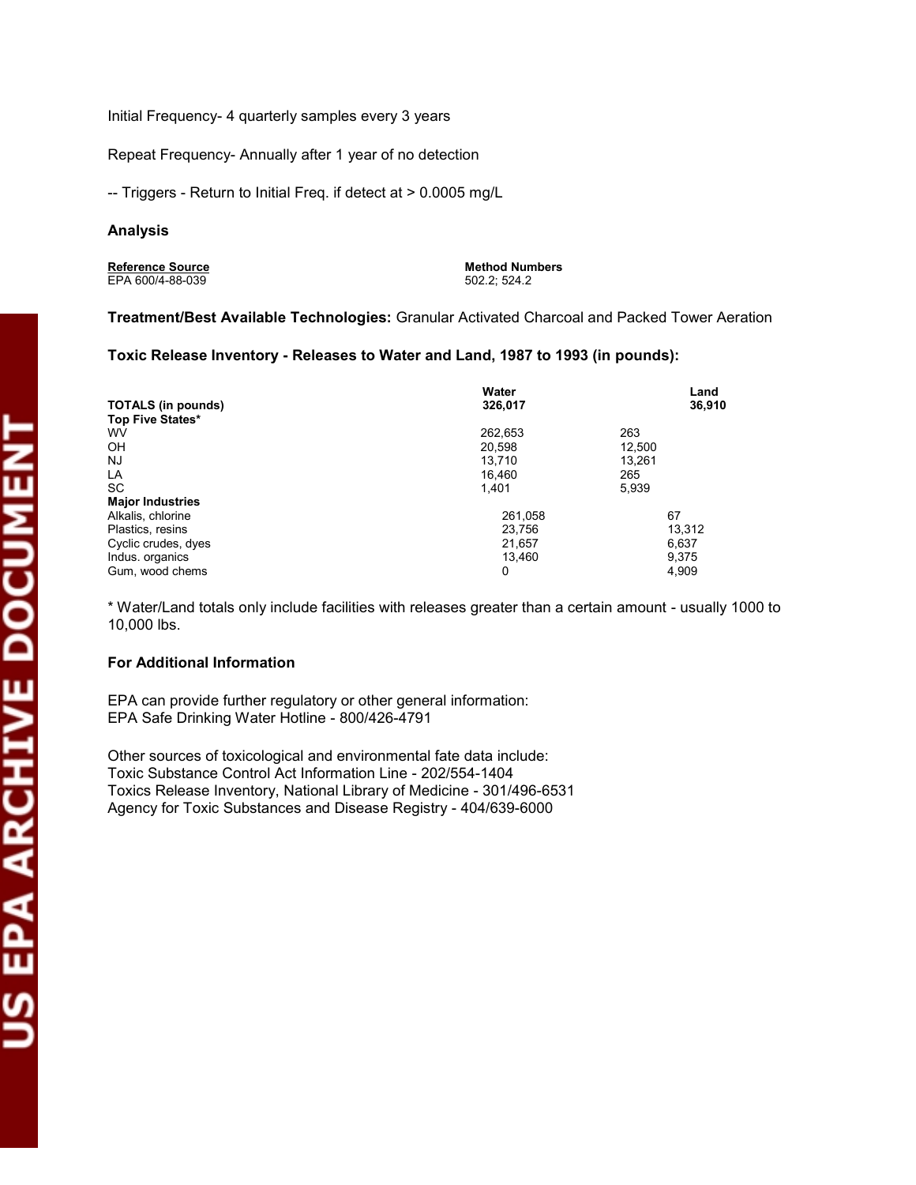Initial Frequency- 4 quarterly samples every 3 years

Repeat Frequency- Annually after 1 year of no detection

-- Triggers - Return to Initial Freq. if detect at > 0.0005 mg/L

### Analysis

| Reference Source | Method Numbers |
|---|---|
| EPA 600/4-88-039 | 502.2; 524.2 |

**Treatment/Best Available Technologies:** Granular Activated Charcoal and Packed Tower Aeration

### Toxic Release Inventory - Releases to Water and Land, 1987 to 1993 (in pounds):

| | Water | Land |
|---|---|---|
| **TOTALS (in pounds)** | **326,017** | **36,910** |
| **Top Five States*** | | |
| WV | 262,653 | 263 |
| OH | 20,598 | 12,500 |
| NJ | 13,710 | 13,261 |
| LA | 16,460 | 265 |
| SC | 1,401 | 5,939 |
| **Major Industries** | | |
| Alkalis, chlorine | 261,058 | 67 |
| Plastics, resins | 23,756 | 13,312 |
| Cyclic crudes, dyes | 21,657 | 6,637 |
| Indus. organics | 13,460 | 9,375 |
| Gum, wood chems | 0 | 4,909 |

* Water/Land totals only include facilities with releases greater than a certain amount - usually 1000 to 10,000 lbs.

### For Additional Information

EPA can provide further regulatory or other general information:
EPA Safe Drinking Water Hotline - 800/426-4791

Other sources of toxicological and environmental fate data include:
Toxic Substance Control Act Information Line - 202/554-1404
Toxics Release Inventory, National Library of Medicine - 301/496-6531
Agency for Toxic Substances and Disease Registry - 404/639-6000